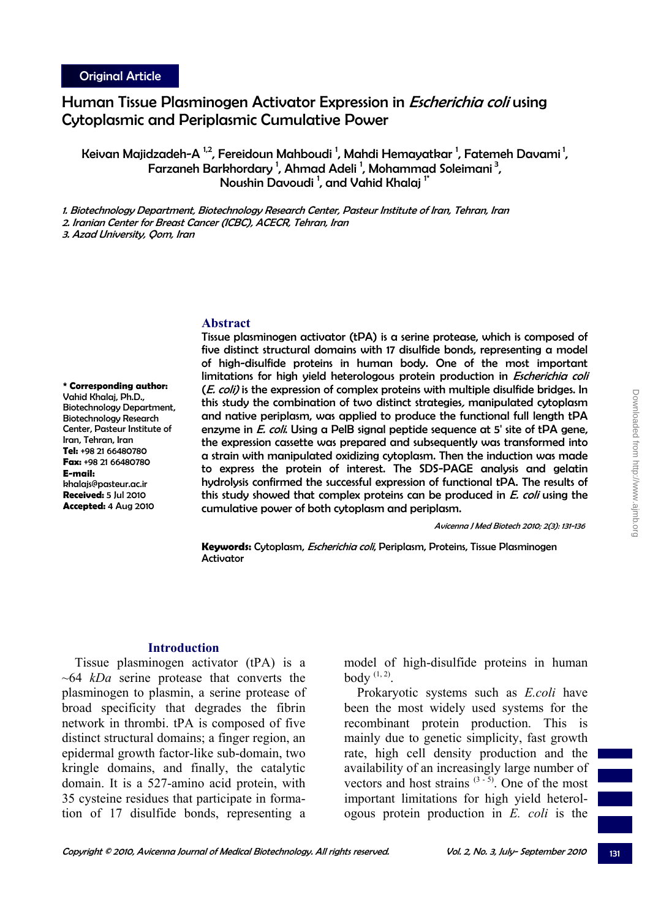Original Article

# Human Tissue Plasminogen Activator Expression in *Escherichia coli* using Cytoplasmic and Periplasmic Cumulative Power

Keivan Majidzadeh-A [1,2], Fereidoun Mahboudi [1], Mahdi Hemayatkar [1], Fatemeh Davami [1], Farzaneh Barkhordary [1], Ahmad Adeli [1], Mohammad Soleimani [3], Noushin Davoudi [1], and Vahid Khalaj [1*]

*1. Biotechnology Department, Biotechnology Research Center, Pasteur Institute of Iran, Tehran, Iran*
*2. Iranian Center for Breast Cancer (ICBC), ACECR, Tehran, Iran*
*3. Azad University, Qom, Iran*

**\* Corresponding author:** Vahid Khalaj, Ph.D., Biotechnology Department, Biotechnology Research Center, Pasteur Institute of Iran, Tehran, Iran
**Tel:** +98 21 66480780
**Fax:** +98 21 66480780
**E-mail:** khalajs@pasteur.ac.ir
**Received:** 5 Jul 2010
**Accepted:** 4 Aug 2010

## Abstract

Tissue plasminogen activator (tPA) is a serine protease, which is composed of five distinct structural domains with 17 disulfide bonds, representing a model of high-disulfide proteins in human body. One of the most important limitations for high yield heterologous protein production in *Escherichia coli* (*E. coli*) is the expression of complex proteins with multiple disulfide bridges. In this study the combination of two distinct strategies, manipulated cytoplasm and native periplasm, was applied to produce the functional full length tPA enzyme in *E. coli*. Using a PelB signal peptide sequence at 5' site of tPA gene, the expression cassette was prepared and subsequently was transformed into a strain with manipulated oxidizing cytoplasm. Then the induction was made to express the protein of interest. The SDS-PAGE analysis and gelatin hydrolysis confirmed the successful expression of functional tPA. The results of this study showed that complex proteins can be produced in *E. coli* using the cumulative power of both cytoplasm and periplasm.

*Avicenna J Med Biotech 2010; 2(3): 131-136*

**Keywords:** Cytoplasm, *Escherichia coli*, Periplasm, Proteins, Tissue Plasminogen Activator

## Introduction

Tissue plasminogen activator (tPA) is a ~64 *kDa* serine protease that converts the plasminogen to plasmin, a serine protease of broad specificity that degrades the fibrin network in thrombi. tPA is composed of five distinct structural domains; a finger region, an epidermal growth factor-like sub-domain, two kringle domains, and finally, the catalytic domain. It is a 527-amino acid protein, with 35 cysteine residues that participate in formation of 17 disulfide bonds, representing a model of high-disulfide proteins in human body [1,2].

Prokaryotic systems such as *E.coli* have been the most widely used systems for the recombinant protein production. This is mainly due to genetic simplicity, fast growth rate, high cell density production and the availability of an increasingly large number of vectors and host strains [3-5]. One of the most important limitations for high yield heterologous protein production in *E. coli* is the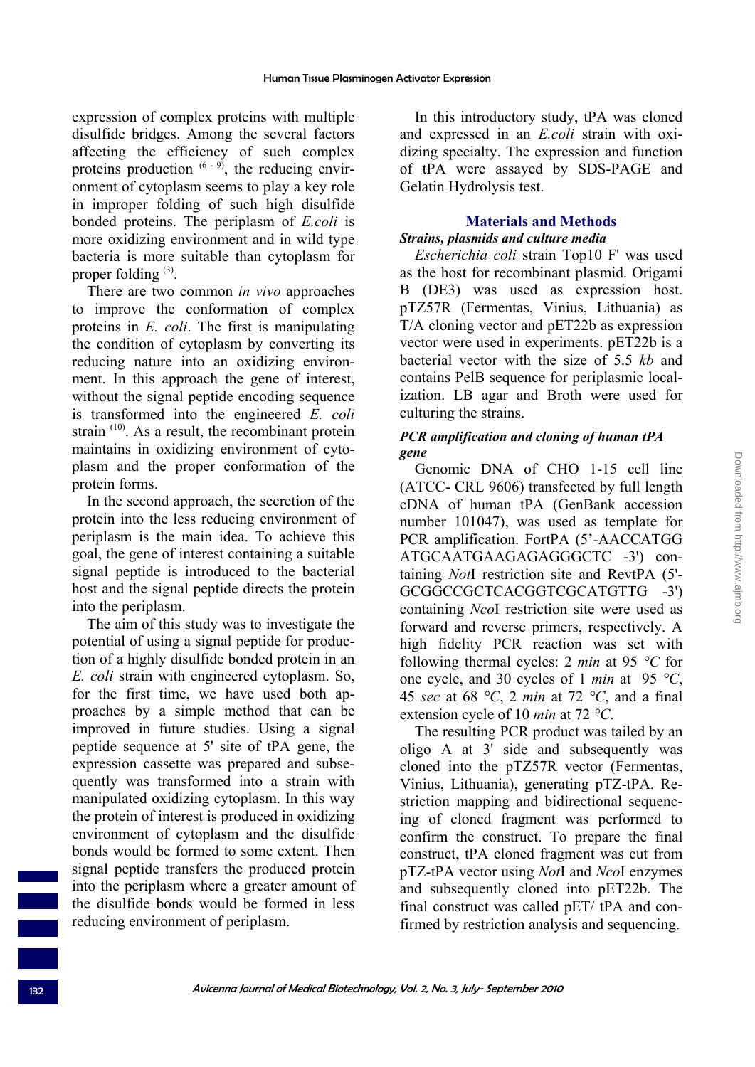expression of complex proteins with multiple disulfide bridges. Among the several factors affecting the efficiency of such complex proteins production [6 - 9], the reducing environment of cytoplasm seems to play a key role in improper folding of such high disulfide bonded proteins. The periplasm of *E.coli* is more oxidizing environment and in wild type bacteria is more suitable than cytoplasm for proper folding [3].

There are two common *in vivo* approaches to improve the conformation of complex proteins in *E. coli*. The first is manipulating the condition of cytoplasm by converting its reducing nature into an oxidizing environment. In this approach the gene of interest, without the signal peptide encoding sequence is transformed into the engineered *E. coli* strain [10]. As a result, the recombinant protein maintains in oxidizing environment of cytoplasm and the proper conformation of the protein forms.

In the second approach, the secretion of the protein into the less reducing environment of periplasm is the main idea. To achieve this goal, the gene of interest containing a suitable signal peptide is introduced to the bacterial host and the signal peptide directs the protein into the periplasm.

The aim of this study was to investigate the potential of using a signal peptide for production of a highly disulfide bonded protein in an *E. coli* strain with engineered cytoplasm. So, for the first time, we have used both approaches by a simple method that can be improved in future studies. Using a signal peptide sequence at 5' site of tPA gene, the expression cassette was prepared and subsequently was transformed into a strain with manipulated oxidizing cytoplasm. In this way the protein of interest is produced in oxidizing environment of cytoplasm and the disulfide bonds would be formed to some extent. Then signal peptide transfers the produced protein into the periplasm where a greater amount of the disulfide bonds would be formed in less reducing environment of periplasm.

In this introductory study, tPA was cloned and expressed in an *E.coli* strain with oxidizing specialty. The expression and function of tPA were assayed by SDS-PAGE and Gelatin Hydrolysis test.

## Materials and Methods

### *Strains, plasmids and culture media*

*Escherichia coli* strain Top10 F' was used as the host for recombinant plasmid. Origami B (DE3) was used as expression host. pTZ57R (Fermentas, Vinius, Lithuania) as T/A cloning vector and pET22b as expression vector were used in experiments. pET22b is a bacterial vector with the size of 5.5 *kb* and contains PelB sequence for periplasmic localization. LB agar and Broth were used for culturing the strains.

### *PCR amplification and cloning of human tPA gene*

Genomic DNA of CHO 1-15 cell line (ATCC- CRL 9606) transfected by full length cDNA of human tPA (GenBank accession number 101047), was used as template for PCR amplification. FortPA (5'-AACCATGG ATGCAATGAAGAGAGGGCTC -3') containing *Not*I restriction site and RevtPA (5'-GCGGCCGCTCACGGTCGCATGTTG -3') containing *Nco*I restriction site were used as forward and reverse primers, respectively. A high fidelity PCR reaction was set with following thermal cycles: 2 *min* at 95 *°C* for one cycle, and 30 cycles of 1 *min* at 95 *°C*, 45 *sec* at 68 *°C*, 2 *min* at 72 *°C*, and a final extension cycle of 10 *min* at 72 *°C*.

The resulting PCR product was tailed by an oligo A at 3' side and subsequently was cloned into the pTZ57R vector (Fermentas, Vinius, Lithuania), generating pTZ-tPA. Restriction mapping and bidirectional sequencing of cloned fragment was performed to confirm the construct. To prepare the final construct, tPA cloned fragment was cut from pTZ-tPA vector using *Not*I and *Nco*I enzymes and subsequently cloned into pET22b. The final construct was called pET/ tPA and confirmed by restriction analysis and sequencing.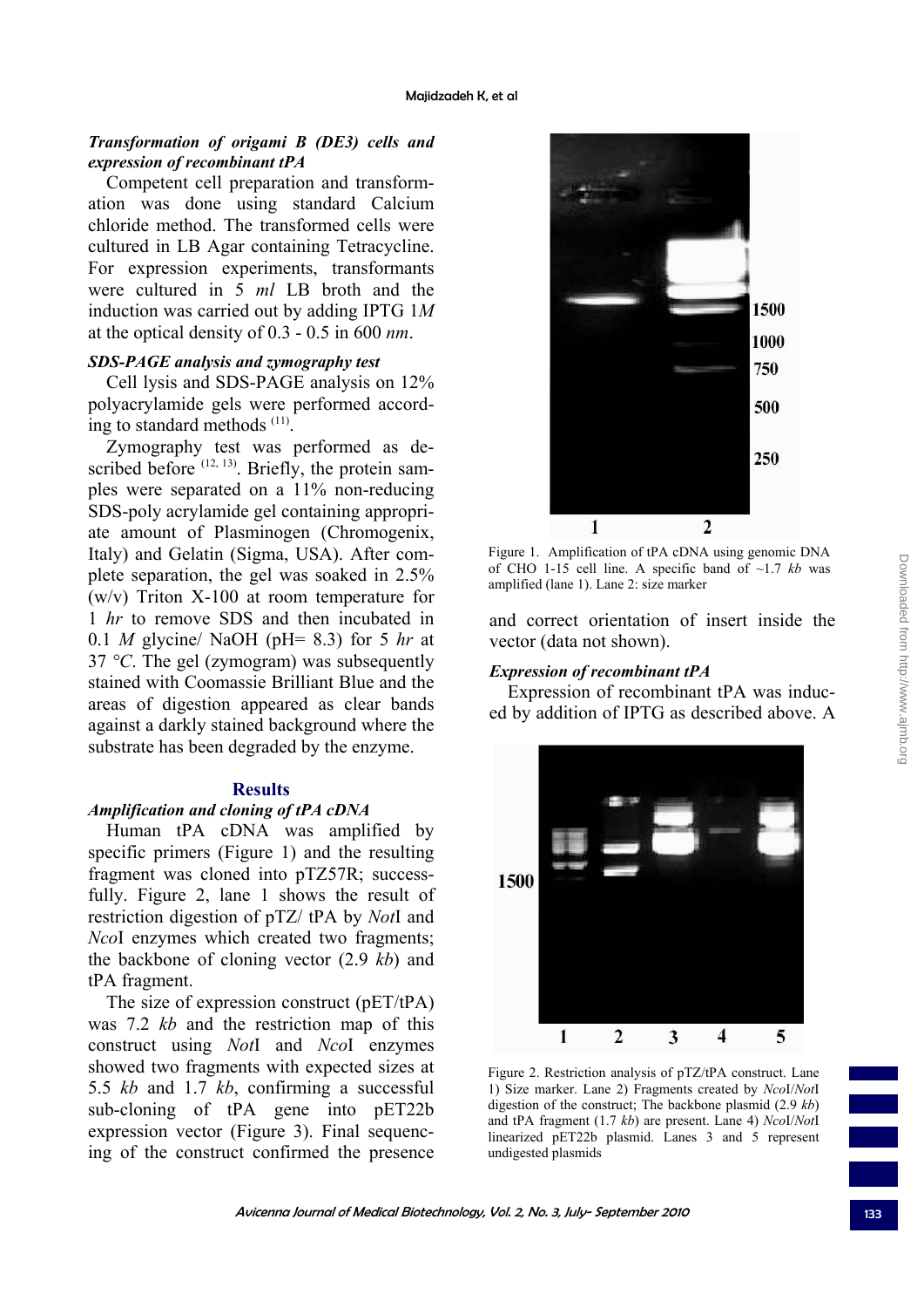### *Transformation of origami B (DE3) cells and expression of recombinant tPA*

Competent cell preparation and transformation was done using standard Calcium chloride method. The transformed cells were cultured in LB Agar containing Tetracycline. For expression experiments, transformants were cultured in 5 *ml* LB broth and the induction was carried out by adding IPTG 1*M* at the optical density of 0.3 - 0.5 in 600 *nm*.

### *SDS-PAGE analysis and zymography test*

Cell lysis and SDS-PAGE analysis on 12% polyacrylamide gels were performed according to standard methods [11].

Zymography test was performed as described before [12, 13]. Briefly, the protein samples were separated on a 11% non-reducing SDS-poly acrylamide gel containing appropriate amount of Plasminogen (Chromogenix, Italy) and Gelatin (Sigma, USA). After complete separation, the gel was soaked in 2.5% (w/v) Triton X-100 at room temperature for 1 *hr* to remove SDS and then incubated in 0.1 *M* glycine/ NaOH (pH= 8.3) for 5 *hr* at 37 *°C*. The gel (zymogram) was subsequently stained with Coomassie Brilliant Blue and the areas of digestion appeared as clear bands against a darkly stained background where the substrate has been degraded by the enzyme.

## Results

### *Amplification and cloning of tPA cDNA*

Human tPA cDNA was amplified by specific primers (Figure 1) and the resulting fragment was cloned into pTZ57R; successfully. Figure 2, lane 1 shows the result of restriction digestion of pTZ/ tPA by *Not*I and *Nco*I enzymes which created two fragments; the backbone of cloning vector (2.9 *kb*) and tPA fragment.

The size of expression construct (pET/tPA) was 7.2 *kb* and the restriction map of this construct using *Not*I and *Nco*I enzymes showed two fragments with expected sizes at 5.5 *kb* and 1.7 *kb*, confirming a successful sub-cloning of tPA gene into pET22b expression vector (Figure 3). Final sequencing of the construct confirmed the presence and correct orientation of insert inside the vector (data not shown).

Figure 1. Amplification of tPA cDNA using genomic DNA of CHO 1-15 cell line. A specific band of ~1.7 *kb* was amplified (lane 1). Lane 2: size marker

### *Expression of recombinant tPA*

Expression of recombinant tPA was induced by addition of IPTG as described above. A

Figure 2. Restriction analysis of pTZ/tPA construct. Lane 1) Size marker. Lane 2) Fragments created by *Nco*I/*Not*I digestion of the construct; The backbone plasmid (2.9 *kb*) and tPA fragment (1.7 *kb*) are present. Lane 4) *Nco*I/*Not*I linearized pET22b plasmid. Lanes 3 and 5 represent undigested plasmids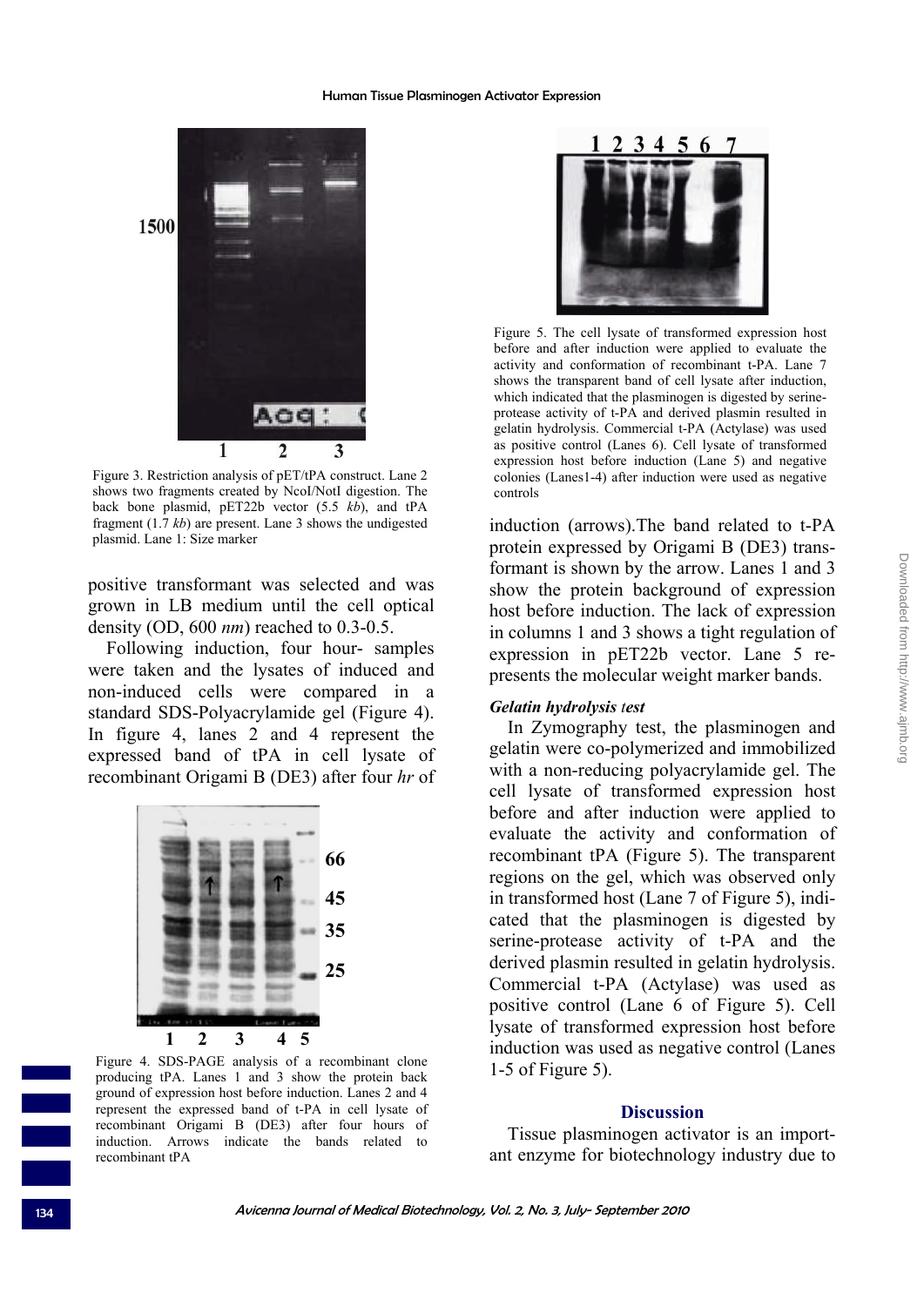Figure 3. Restriction analysis of pET/tPA construct. Lane 2 shows two fragments created by NcoI/NotI digestion. The back bone plasmid, pET22b vector (5.5 *kb*), and tPA fragment (1.7 *kb*) are present. Lane 3 shows the undigested plasmid. Lane 1: Size marker

positive transformant was selected and was grown in LB medium until the cell optical density (OD, 600 *nm*) reached to 0.3-0.5.

Following induction, four hour- samples were taken and the lysates of induced and non-induced cells were compared in a standard SDS-Polyacrylamide gel (Figure 4). In figure 4, lanes 2 and 4 represent the expressed band of tPA in cell lysate of recombinant Origami B (DE3) after four *hr* of induction (arrows).The band related to t-PA protein expressed by Origami B (DE3) transformant is shown by the arrow. Lanes 1 and 3 show the protein background of expression host before induction. The lack of expression in columns 1 and 3 shows a tight regulation of expression in pET22b vector. Lane 5 represents the molecular weight marker bands.

Figure 4. SDS-PAGE analysis of a recombinant clone producing tPA. Lanes 1 and 3 show the protein back ground of expression host before induction. Lanes 2 and 4 represent the expressed band of t-PA in cell lysate of recombinant Origami B (DE3) after four hours of induction. Arrows indicate the bands related to recombinant tPA

Figure 5. The cell lysate of transformed expression host before and after induction were applied to evaluate the activity and conformation of recombinant t-PA. Lane 7 shows the transparent band of cell lysate after induction, which indicated that the plasminogen is digested by serine-protease activity of t-PA and derived plasmin resulted in gelatin hydrolysis. Commercial t-PA (Actylase) was used as positive control (Lanes 6). Cell lysate of transformed expression host before induction (Lane 5) and negative colonies (Lanes1-4) after induction were used as negative controls

### *Gelatin hydrolysis test*

In Zymography test, the plasminogen and gelatin were co-polymerized and immobilized with a non-reducing polyacrylamide gel. The cell lysate of transformed expression host before and after induction were applied to evaluate the activity and conformation of recombinant tPA (Figure 5). The transparent regions on the gel, which was observed only in transformed host (Lane 7 of Figure 5), indicated that the plasminogen is digested by serine-protease activity of t-PA and the derived plasmin resulted in gelatin hydrolysis. Commercial t-PA (Actylase) was used as positive control (Lane 6 of Figure 5). Cell lysate of transformed expression host before induction was used as negative control (Lanes 1-5 of Figure 5).

## Discussion

Tissue plasminogen activator is an important enzyme for biotechnology industry due to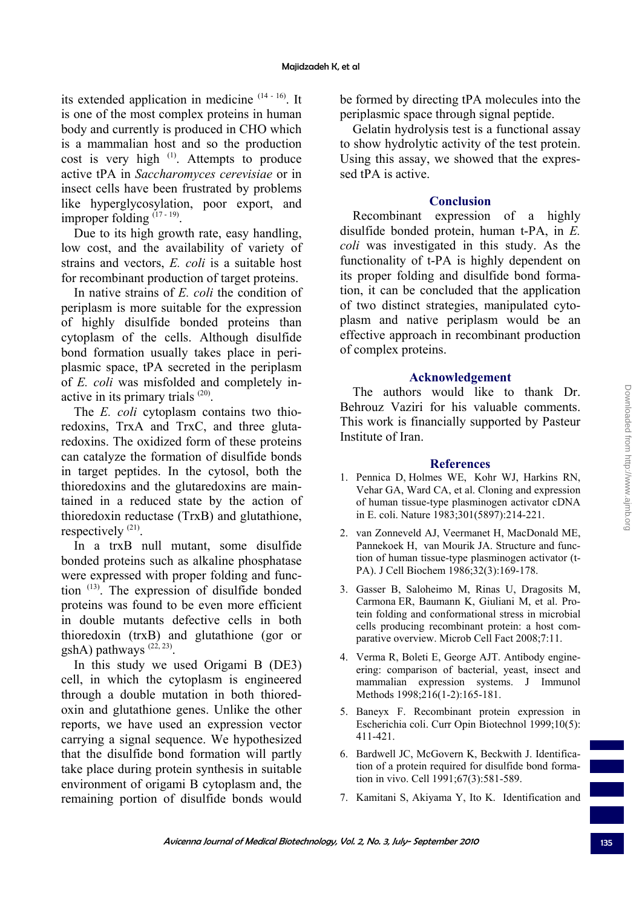its extended application in medicine [14 - 16]. It is one of the most complex proteins in human body and currently is produced in CHO which is a mammalian host and so the production cost is very high [1]. Attempts to produce active tPA in *Saccharomyces cerevisiae* or in insect cells have been frustrated by problems like hyperglycosylation, poor export, and improper folding [17 - 19].

Due to its high growth rate, easy handling, low cost, and the availability of variety of strains and vectors, *E. coli* is a suitable host for recombinant production of target proteins.

In native strains of *E. coli* the condition of periplasm is more suitable for the expression of highly disulfide bonded proteins than cytoplasm of the cells. Although disulfide bond formation usually takes place in periplasmic space, tPA secreted in the periplasm of *E. coli* was misfolded and completely inactive in its primary trials [20].

The *E. coli* cytoplasm contains two thioredoxins, TrxA and TrxC, and three glutaredoxins. The oxidized form of these proteins can catalyze the formation of disulfide bonds in target peptides. In the cytosol, both the thioredoxins and the glutaredoxins are maintained in a reduced state by the action of thioredoxin reductase (TrxB) and glutathione, respectively [21].

In a trxB null mutant, some disulfide bonded proteins such as alkaline phosphatase were expressed with proper folding and function [13]. The expression of disulfide bonded proteins was found to be even more efficient in double mutants defective cells in both thioredoxin (trxB) and glutathione (gor or gshA) pathways [22, 23].

In this study we used Origami B (DE3) cell, in which the cytoplasm is engineered through a double mutation in both thioredoxin and glutathione genes. Unlike the other reports, we have used an expression vector carrying a signal sequence. We hypothesized that the disulfide bond formation will partly take place during protein synthesis in suitable environment of origami B cytoplasm and, the remaining portion of disulfide bonds would be formed by directing tPA molecules into the periplasmic space through signal peptide.

Gelatin hydrolysis test is a functional assay to show hydrolytic activity of the test protein. Using this assay, we showed that the expressed tPA is active.

## Conclusion

Recombinant expression of a highly disulfide bonded protein, human t-PA, in *E. coli* was investigated in this study. As the functionality of t-PA is highly dependent on its proper folding and disulfide bond formation, it can be concluded that the application of two distinct strategies, manipulated cytoplasm and native periplasm would be an effective approach in recombinant production of complex proteins.

## Acknowledgement

The authors would like to thank Dr. Behrouz Vaziri for his valuable comments. This work is financially supported by Pasteur Institute of Iran.

## References

1. Pennica D, Holmes WE, Kohr WJ, Harkins RN, Vehar GA, Ward CA, et al. Cloning and expression of human tissue-type plasminogen activator cDNA in E. coli. Nature 1983;301(5897):214-221.
2. van Zonneveld AJ, Veermanet H, MacDonald ME, Pannekoek H, van Mourik JA. Structure and function of human tissue-type plasminogen activator (t-PA). J Cell Biochem 1986;32(3):169-178.
3. Gasser B, Saloheimo M, Rinas U, Dragosits M, Carmona ER, Baumann K, Giuliani M, et al. Protein folding and conformational stress in microbial cells producing recombinant protein: a host comparative overview. Microb Cell Fact 2008;7:11.
4. Verma R, Boleti E, George AJT. Antibody engineering: comparison of bacterial, yeast, insect and mammalian expression systems. J Immunol Methods 1998;216(1-2):165-181.
5. Baneyx F. Recombinant protein expression in Escherichia coli. Curr Opin Biotechnol 1999;10(5): 411-421.
6. Bardwell JC, McGovern K, Beckwith J. Identification of a protein required for disulfide bond formation in vivo. Cell 1991;67(3):581-589.
7. Kamitani S, Akiyama Y, Ito K. Identification and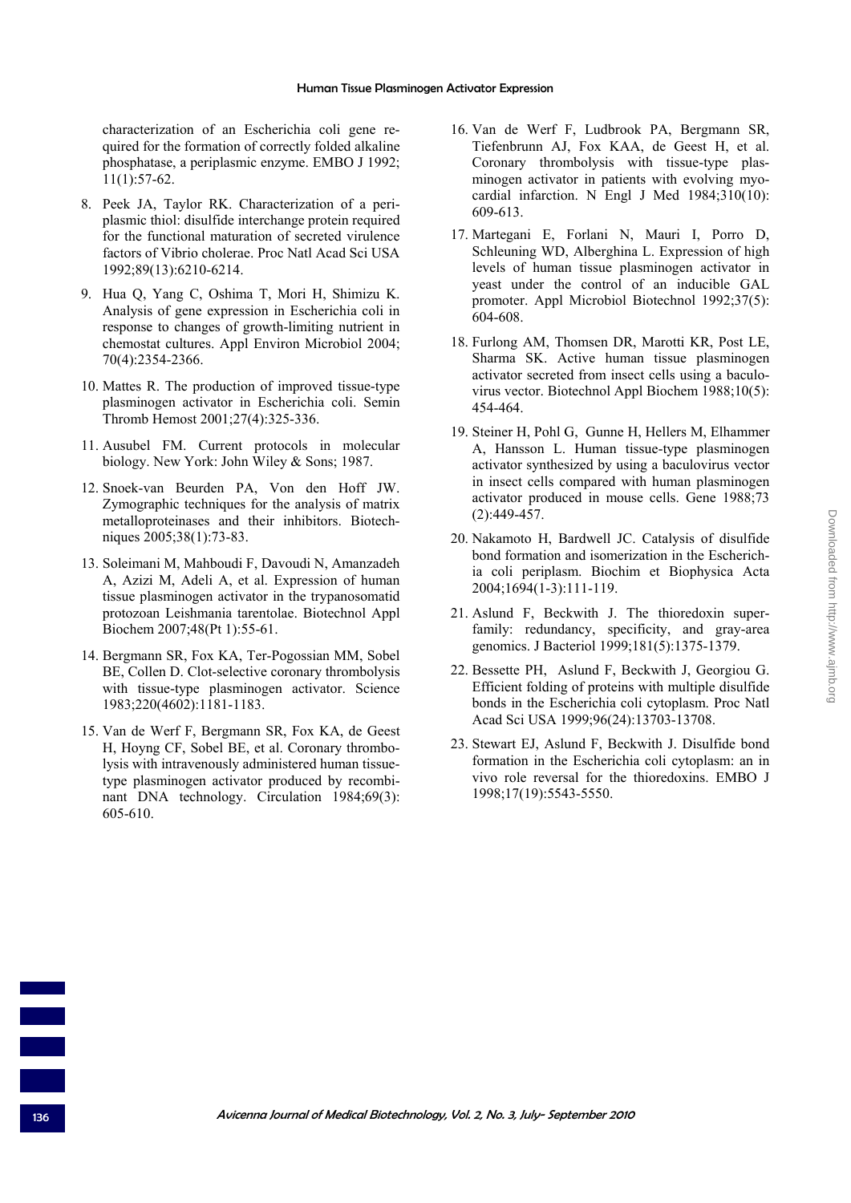characterization of an Escherichia coli gene required for the formation of correctly folded alkaline phosphatase, a periplasmic enzyme. EMBO J 1992; 11(1):57-62.

8. Peek JA, Taylor RK. Characterization of a periplasmic thiol: disulfide interchange protein required for the functional maturation of secreted virulence factors of Vibrio cholerae. Proc Natl Acad Sci USA 1992;89(13):6210-6214.

9. Hua Q, Yang C, Oshima T, Mori H, Shimizu K. Analysis of gene expression in Escherichia coli in response to changes of growth-limiting nutrient in chemostat cultures. Appl Environ Microbiol 2004; 70(4):2354-2366.

10. Mattes R. The production of improved tissue-type plasminogen activator in Escherichia coli. Semin Thromb Hemost 2001;27(4):325-336.

11. Ausubel FM. Current protocols in molecular biology. New York: John Wiley & Sons; 1987.

12. Snoek-van Beurden PA, Von den Hoff JW. Zymographic techniques for the analysis of matrix metalloproteinases and their inhibitors. Biotechniques 2005;38(1):73-83.

13. Soleimani M, Mahboudi F, Davoudi N, Amanzadeh A, Azizi M, Adeli A, et al. Expression of human tissue plasminogen activator in the trypanosomatid protozoan Leishmania tarentolae. Biotechnol Appl Biochem 2007;48(Pt 1):55-61.

14. Bergmann SR, Fox KA, Ter-Pogossian MM, Sobel BE, Collen D. Clot-selective coronary thrombolysis with tissue-type plasminogen activator. Science 1983;220(4602):1181-1183.

15. Van de Werf F, Bergmann SR, Fox KA, de Geest H, Hoyng CF, Sobel BE, et al. Coronary thrombolysis with intravenously administered human tissue-type plasminogen activator produced by recombinant DNA technology. Circulation 1984;69(3): 605-610.

16. Van de Werf F, Ludbrook PA, Bergmann SR, Tiefenbrunn AJ, Fox KAA, de Geest H, et al. Coronary thrombolysis with tissue-type plasminogen activator in patients with evolving myocardial infarction. N Engl J Med 1984;310(10): 609-613.

17. Martegani E, Forlani N, Mauri I, Porro D, Schleuning WD, Alberghina L. Expression of high levels of human tissue plasminogen activator in yeast under the control of an inducible GAL promoter. Appl Microbiol Biotechnol 1992;37(5): 604-608.

18. Furlong AM, Thomsen DR, Marotti KR, Post LE, Sharma SK. Active human tissue plasminogen activator secreted from insect cells using a baculovirus vector. Biotechnol Appl Biochem 1988;10(5): 454-464.

19. Steiner H, Pohl G, Gunne H, Hellers M, Elhammer A, Hansson L. Human tissue-type plasminogen activator synthesized by using a baculovirus vector in insect cells compared with human plasminogen activator produced in mouse cells. Gene 1988;73 (2):449-457.

20. Nakamoto H, Bardwell JC. Catalysis of disulfide bond formation and isomerization in the Escherichia coli periplasm. Biochim et Biophysica Acta 2004;1694(1-3):111-119.

21. Aslund F, Beckwith J. The thioredoxin superfamily: redundancy, specificity, and gray-area genomics. J Bacteriol 1999;181(5):1375-1379.

22. Bessette PH, Aslund F, Beckwith J, Georgiou G. Efficient folding of proteins with multiple disulfide bonds in the Escherichia coli cytoplasm. Proc Natl Acad Sci USA 1999;96(24):13703-13708.

23. Stewart EJ, Aslund F, Beckwith J. Disulfide bond formation in the Escherichia coli cytoplasm: an in vivo role reversal for the thioredoxins. EMBO J 1998;17(19):5543-5550.